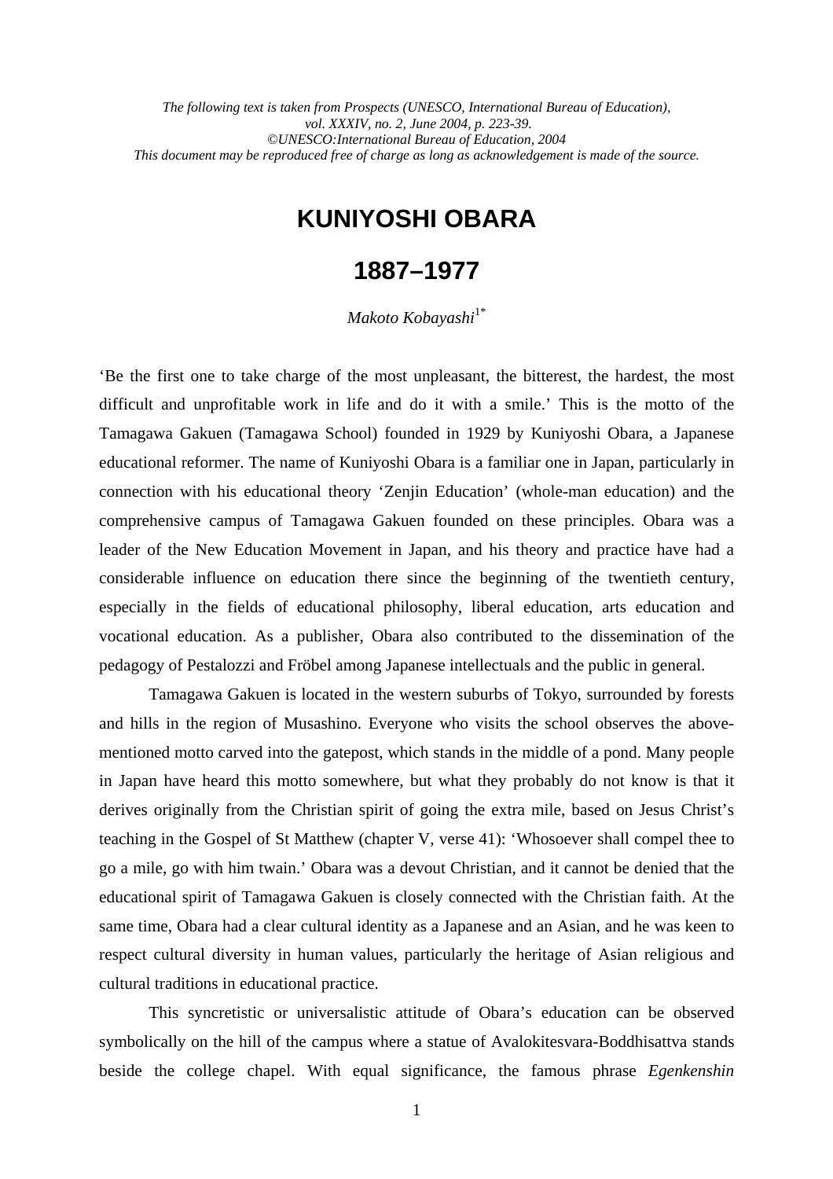*The following text is taken from Prospects (UNESCO, International Bureau of Education), vol. XXXIV, no. 2, June 2004, p. 223-39.*
*©UNESCO:International Bureau of Education, 2004*
*This document may be reproduced free of charge as long as acknowledgement is made of the source.*

# KUNIYOSHI OBARA

# 1887–1977

*Makoto Kobayashi*[1*]

'Be the first one to take charge of the most unpleasant, the bitterest, the hardest, the most difficult and unprofitable work in life and do it with a smile.' This is the motto of the Tamagawa Gakuen (Tamagawa School) founded in 1929 by Kuniyoshi Obara, a Japanese educational reformer. The name of Kuniyoshi Obara is a familiar one in Japan, particularly in connection with his educational theory 'Zenjin Education' (whole-man education) and the comprehensive campus of Tamagawa Gakuen founded on these principles. Obara was a leader of the New Education Movement in Japan, and his theory and practice have had a considerable influence on education there since the beginning of the twentieth century, especially in the fields of educational philosophy, liberal education, arts education and vocational education. As a publisher, Obara also contributed to the dissemination of the pedagogy of Pestalozzi and Fröbel among Japanese intellectuals and the public in general.

Tamagawa Gakuen is located in the western suburbs of Tokyo, surrounded by forests and hills in the region of Musashino. Everyone who visits the school observes the above-mentioned motto carved into the gatepost, which stands in the middle of a pond. Many people in Japan have heard this motto somewhere, but what they probably do not know is that it derives originally from the Christian spirit of going the extra mile, based on Jesus Christ's teaching in the Gospel of St Matthew (chapter V, verse 41): 'Whosoever shall compel thee to go a mile, go with him twain.' Obara was a devout Christian, and it cannot be denied that the educational spirit of Tamagawa Gakuen is closely connected with the Christian faith. At the same time, Obara had a clear cultural identity as a Japanese and an Asian, and he was keen to respect cultural diversity in human values, particularly the heritage of Asian religious and cultural traditions in educational practice.

This syncretistic or universalistic attitude of Obara's education can be observed symbolically on the hill of the campus where a statue of Avalokitesvara-Boddhisattva stands beside the college chapel. With equal significance, the famous phrase *Egenkenshin*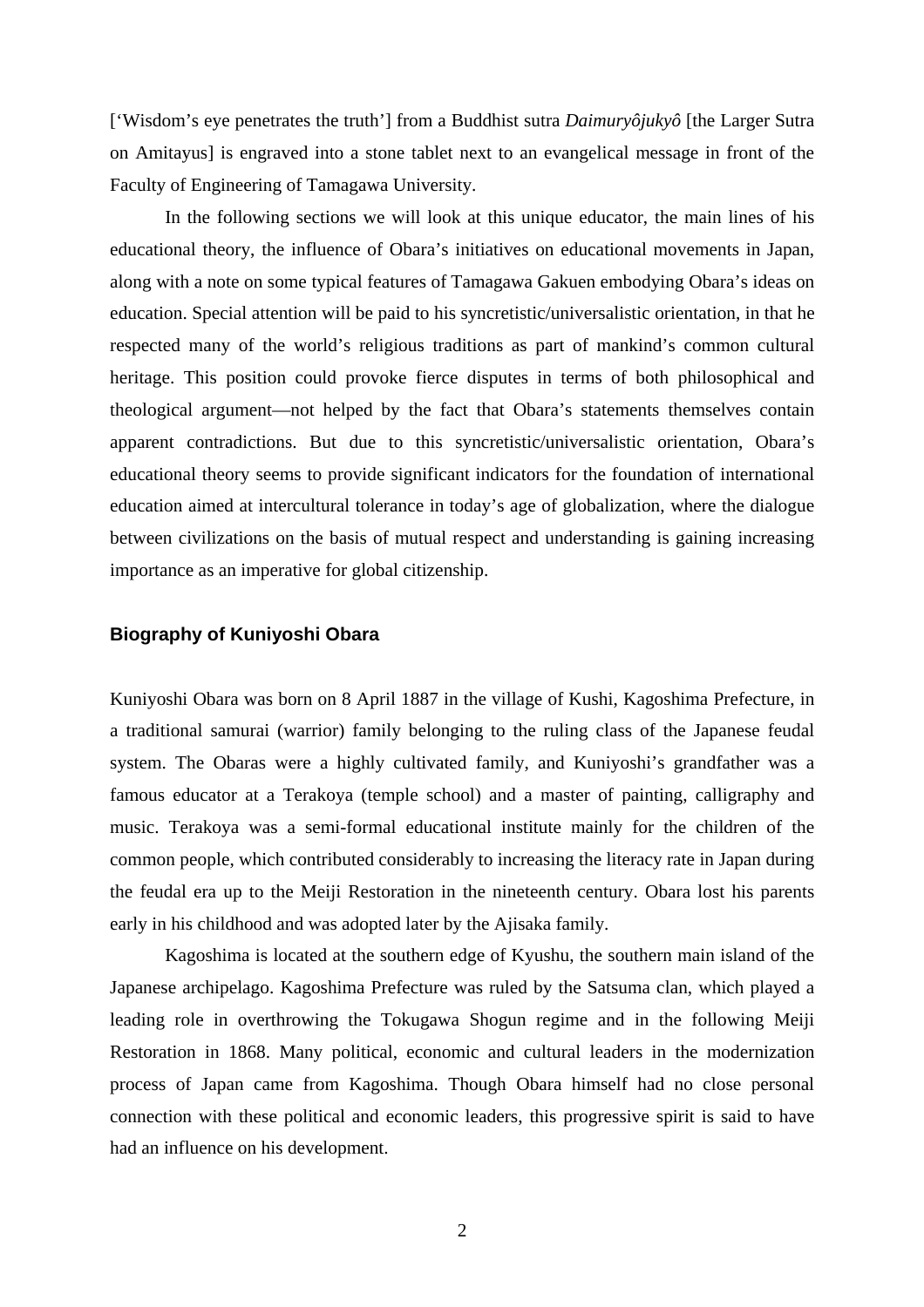['Wisdom's eye penetrates the truth'] from a Buddhist sutra *Daimuryôjukyô* [the Larger Sutra on Amitayus] is engraved into a stone tablet next to an evangelical message in front of the Faculty of Engineering of Tamagawa University.

In the following sections we will look at this unique educator, the main lines of his educational theory, the influence of Obara's initiatives on educational movements in Japan, along with a note on some typical features of Tamagawa Gakuen embodying Obara's ideas on education. Special attention will be paid to his syncretistic/universalistic orientation, in that he respected many of the world's religious traditions as part of mankind's common cultural heritage. This position could provoke fierce disputes in terms of both philosophical and theological argument—not helped by the fact that Obara's statements themselves contain apparent contradictions. But due to this syncretistic/universalistic orientation, Obara's educational theory seems to provide significant indicators for the foundation of international education aimed at intercultural tolerance in today's age of globalization, where the dialogue between civilizations on the basis of mutual respect and understanding is gaining increasing importance as an imperative for global citizenship.

## Biography of Kuniyoshi Obara

Kuniyoshi Obara was born on 8 April 1887 in the village of Kushi, Kagoshima Prefecture, in a traditional samurai (warrior) family belonging to the ruling class of the Japanese feudal system. The Obaras were a highly cultivated family, and Kuniyoshi's grandfather was a famous educator at a Terakoya (temple school) and a master of painting, calligraphy and music. Terakoya was a semi-formal educational institute mainly for the children of the common people, which contributed considerably to increasing the literacy rate in Japan during the feudal era up to the Meiji Restoration in the nineteenth century. Obara lost his parents early in his childhood and was adopted later by the Ajisaka family.

Kagoshima is located at the southern edge of Kyushu, the southern main island of the Japanese archipelago. Kagoshima Prefecture was ruled by the Satsuma clan, which played a leading role in overthrowing the Tokugawa Shogun regime and in the following Meiji Restoration in 1868. Many political, economic and cultural leaders in the modernization process of Japan came from Kagoshima. Though Obara himself had no close personal connection with these political and economic leaders, this progressive spirit is said to have had an influence on his development.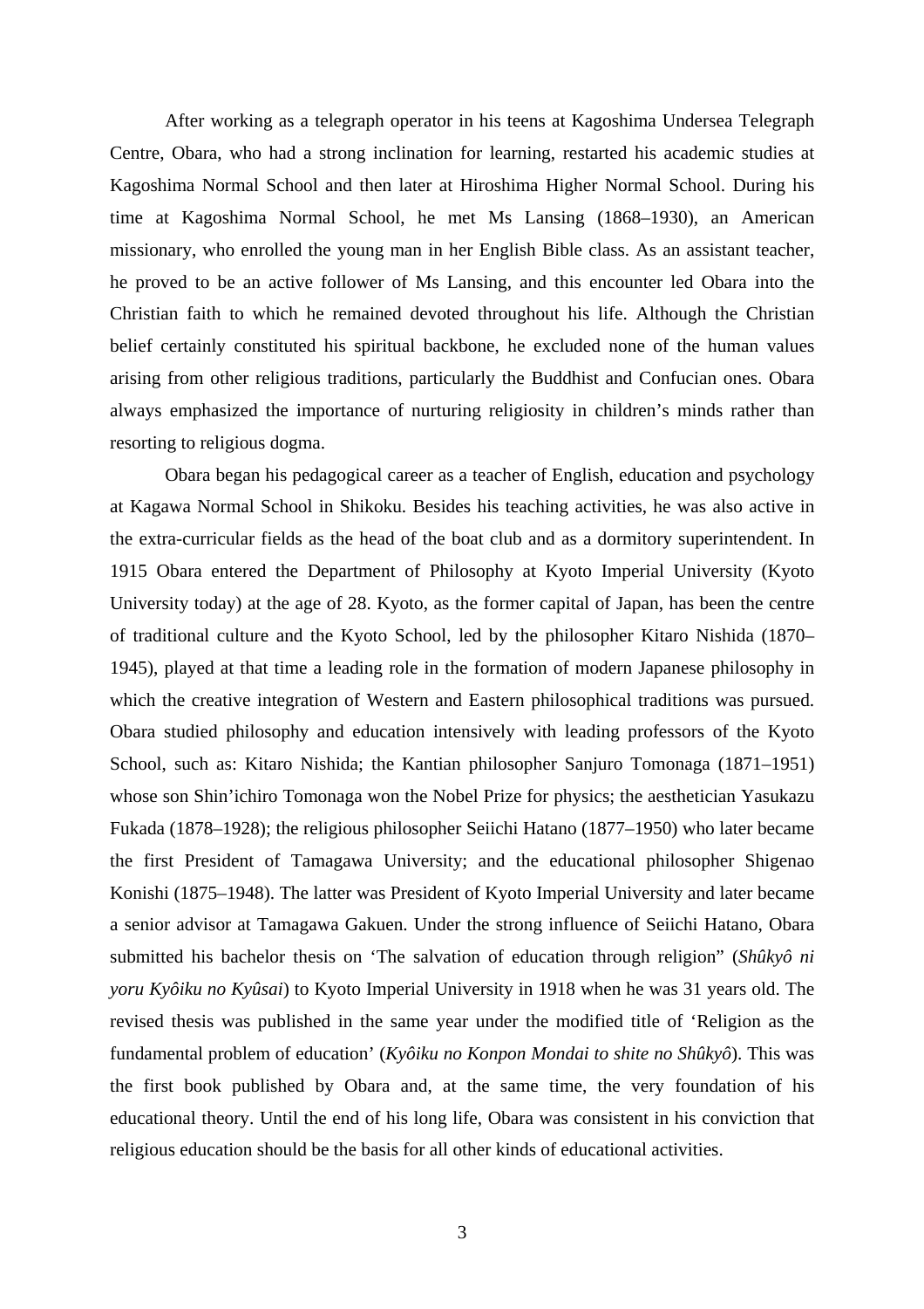After working as a telegraph operator in his teens at Kagoshima Undersea Telegraph Centre, Obara, who had a strong inclination for learning, restarted his academic studies at Kagoshima Normal School and then later at Hiroshima Higher Normal School. During his time at Kagoshima Normal School, he met Ms Lansing (1868–1930), an American missionary, who enrolled the young man in her English Bible class. As an assistant teacher, he proved to be an active follower of Ms Lansing, and this encounter led Obara into the Christian faith to which he remained devoted throughout his life. Although the Christian belief certainly constituted his spiritual backbone, he excluded none of the human values arising from other religious traditions, particularly the Buddhist and Confucian ones. Obara always emphasized the importance of nurturing religiosity in children's minds rather than resorting to religious dogma.

Obara began his pedagogical career as a teacher of English, education and psychology at Kagawa Normal School in Shikoku. Besides his teaching activities, he was also active in the extra-curricular fields as the head of the boat club and as a dormitory superintendent. In 1915 Obara entered the Department of Philosophy at Kyoto Imperial University (Kyoto University today) at the age of 28. Kyoto, as the former capital of Japan, has been the centre of traditional culture and the Kyoto School, led by the philosopher Kitaro Nishida (1870–1945), played at that time a leading role in the formation of modern Japanese philosophy in which the creative integration of Western and Eastern philosophical traditions was pursued. Obara studied philosophy and education intensively with leading professors of the Kyoto School, such as: Kitaro Nishida; the Kantian philosopher Sanjuro Tomonaga (1871–1951) whose son Shin'ichiro Tomonaga won the Nobel Prize for physics; the aesthetician Yasukazu Fukada (1878–1928); the religious philosopher Seiichi Hatano (1877–1950) who later became the first President of Tamagawa University; and the educational philosopher Shigenao Konishi (1875–1948). The latter was President of Kyoto Imperial University and later became a senior advisor at Tamagawa Gakuen. Under the strong influence of Seiichi Hatano, Obara submitted his bachelor thesis on 'The salvation of education through religion" (*Shûkyô ni yoru Kyôiku no Kyûsai*) to Kyoto Imperial University in 1918 when he was 31 years old. The revised thesis was published in the same year under the modified title of 'Religion as the fundamental problem of education' (*Kyôiku no Konpon Mondai to shite no Shûkyô*). This was the first book published by Obara and, at the same time, the very foundation of his educational theory. Until the end of his long life, Obara was consistent in his conviction that religious education should be the basis for all other kinds of educational activities.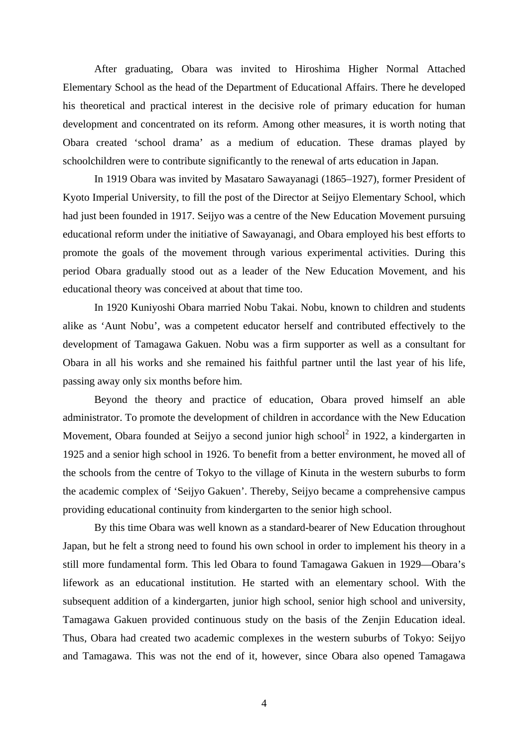After graduating, Obara was invited to Hiroshima Higher Normal Attached Elementary School as the head of the Department of Educational Affairs. There he developed his theoretical and practical interest in the decisive role of primary education for human development and concentrated on its reform. Among other measures, it is worth noting that Obara created 'school drama' as a medium of education. These dramas played by schoolchildren were to contribute significantly to the renewal of arts education in Japan.

In 1919 Obara was invited by Masataro Sawayanagi (1865–1927), former President of Kyoto Imperial University, to fill the post of the Director at Seijyo Elementary School, which had just been founded in 1917. Seijyo was a centre of the New Education Movement pursuing educational reform under the initiative of Sawayanagi, and Obara employed his best efforts to promote the goals of the movement through various experimental activities. During this period Obara gradually stood out as a leader of the New Education Movement, and his educational theory was conceived at about that time too.

In 1920 Kuniyoshi Obara married Nobu Takai. Nobu, known to children and students alike as 'Aunt Nobu', was a competent educator herself and contributed effectively to the development of Tamagawa Gakuen. Nobu was a firm supporter as well as a consultant for Obara in all his works and she remained his faithful partner until the last year of his life, passing away only six months before him.

Beyond the theory and practice of education, Obara proved himself an able administrator. To promote the development of children in accordance with the New Education Movement, Obara founded at Seijyo a second junior high school[2] in 1922, a kindergarten in 1925 and a senior high school in 1926. To benefit from a better environment, he moved all of the schools from the centre of Tokyo to the village of Kinuta in the western suburbs to form the academic complex of 'Seijyo Gakuen'. Thereby, Seijyo became a comprehensive campus providing educational continuity from kindergarten to the senior high school.

By this time Obara was well known as a standard-bearer of New Education throughout Japan, but he felt a strong need to found his own school in order to implement his theory in a still more fundamental form. This led Obara to found Tamagawa Gakuen in 1929—Obara's lifework as an educational institution. He started with an elementary school. With the subsequent addition of a kindergarten, junior high school, senior high school and university, Tamagawa Gakuen provided continuous study on the basis of the Zenjin Education ideal. Thus, Obara had created two academic complexes in the western suburbs of Tokyo: Seijyo and Tamagawa. This was not the end of it, however, since Obara also opened Tamagawa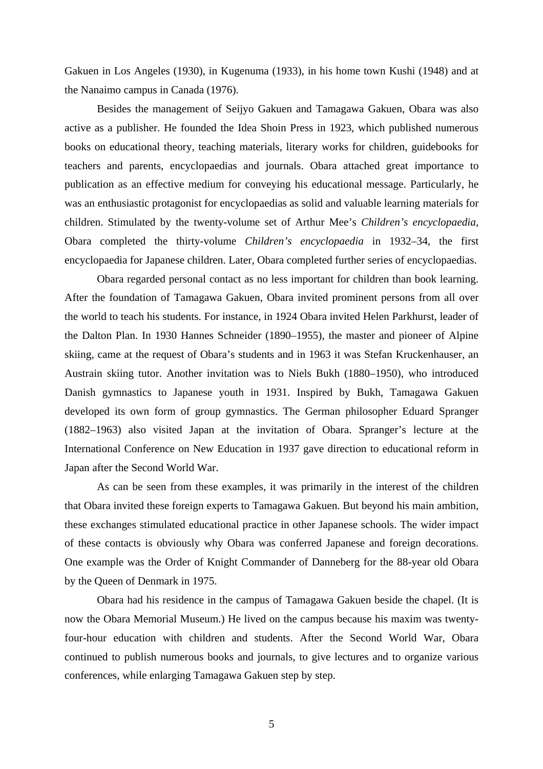Gakuen in Los Angeles (1930), in Kugenuma (1933), in his home town Kushi (1948) and at the Nanaimo campus in Canada (1976).

Besides the management of Seijyo Gakuen and Tamagawa Gakuen, Obara was also active as a publisher. He founded the Idea Shoin Press in 1923, which published numerous books on educational theory, teaching materials, literary works for children, guidebooks for teachers and parents, encyclopaedias and journals. Obara attached great importance to publication as an effective medium for conveying his educational message. Particularly, he was an enthusiastic protagonist for encyclopaedias as solid and valuable learning materials for children. Stimulated by the twenty-volume set of Arthur Mee's *Children's encyclopaedia*, Obara completed the thirty-volume *Children's encyclopaedia* in 1932–34, the first encyclopaedia for Japanese children. Later, Obara completed further series of encyclopaedias.

Obara regarded personal contact as no less important for children than book learning. After the foundation of Tamagawa Gakuen, Obara invited prominent persons from all over the world to teach his students. For instance, in 1924 Obara invited Helen Parkhurst, leader of the Dalton Plan. In 1930 Hannes Schneider (1890–1955), the master and pioneer of Alpine skiing, came at the request of Obara's students and in 1963 it was Stefan Kruckenhauser, an Austrain skiing tutor. Another invitation was to Niels Bukh (1880–1950), who introduced Danish gymnastics to Japanese youth in 1931. Inspired by Bukh, Tamagawa Gakuen developed its own form of group gymnastics. The German philosopher Eduard Spranger (1882–1963) also visited Japan at the invitation of Obara. Spranger's lecture at the International Conference on New Education in 1937 gave direction to educational reform in Japan after the Second World War.

As can be seen from these examples, it was primarily in the interest of the children that Obara invited these foreign experts to Tamagawa Gakuen. But beyond his main ambition, these exchanges stimulated educational practice in other Japanese schools. The wider impact of these contacts is obviously why Obara was conferred Japanese and foreign decorations. One example was the Order of Knight Commander of Danneberg for the 88-year old Obara by the Queen of Denmark in 1975.

Obara had his residence in the campus of Tamagawa Gakuen beside the chapel. (It is now the Obara Memorial Museum.) He lived on the campus because his maxim was twenty-four-hour education with children and students. After the Second World War, Obara continued to publish numerous books and journals, to give lectures and to organize various conferences, while enlarging Tamagawa Gakuen step by step.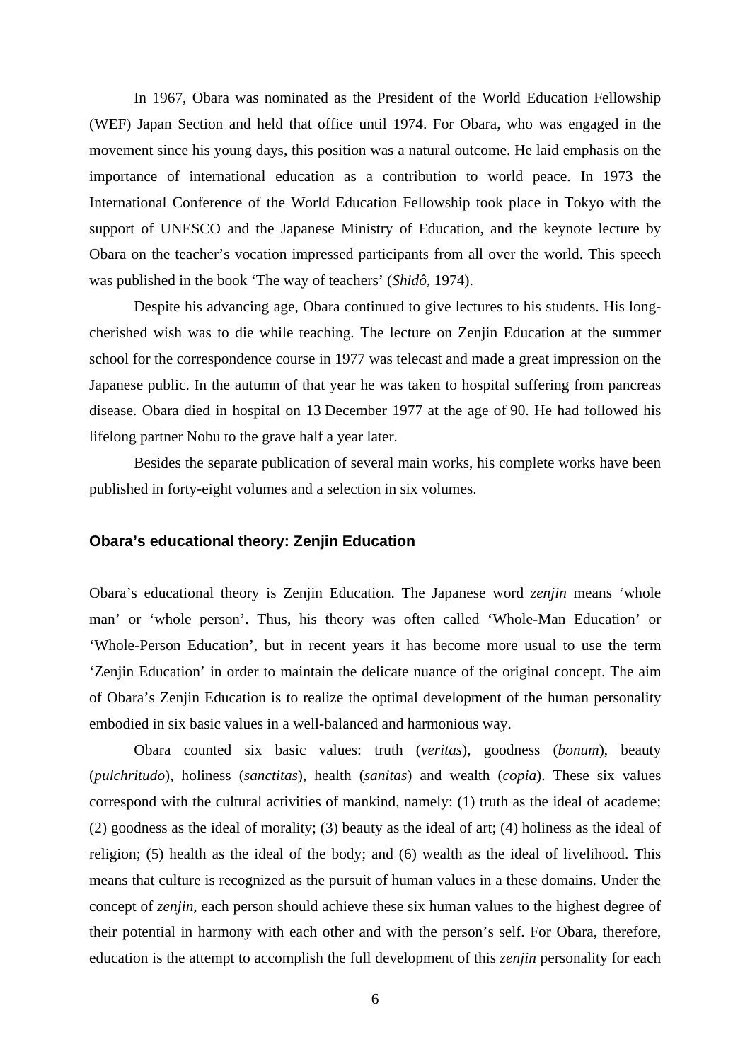In 1967, Obara was nominated as the President of the World Education Fellowship (WEF) Japan Section and held that office until 1974. For Obara, who was engaged in the movement since his young days, this position was a natural outcome. He laid emphasis on the importance of international education as a contribution to world peace. In 1973 the International Conference of the World Education Fellowship took place in Tokyo with the support of UNESCO and the Japanese Ministry of Education, and the keynote lecture by Obara on the teacher's vocation impressed participants from all over the world. This speech was published in the book 'The way of teachers' (*Shidô*, 1974).

Despite his advancing age, Obara continued to give lectures to his students. His long-cherished wish was to die while teaching. The lecture on Zenjin Education at the summer school for the correspondence course in 1977 was telecast and made a great impression on the Japanese public. In the autumn of that year he was taken to hospital suffering from pancreas disease. Obara died in hospital on 13 December 1977 at the age of 90. He had followed his lifelong partner Nobu to the grave half a year later.

Besides the separate publication of several main works, his complete works have been published in forty-eight volumes and a selection in six volumes.

## Obara's educational theory: Zenjin Education

Obara's educational theory is Zenjin Education. The Japanese word *zenjin* means 'whole man' or 'whole person'. Thus, his theory was often called 'Whole-Man Education' or 'Whole-Person Education', but in recent years it has become more usual to use the term 'Zenjin Education' in order to maintain the delicate nuance of the original concept. The aim of Obara's Zenjin Education is to realize the optimal development of the human personality embodied in six basic values in a well-balanced and harmonious way.

Obara counted six basic values: truth (*veritas*), goodness (*bonum*), beauty (*pulchritudo*), holiness (*sanctitas*), health (*sanitas*) and wealth (*copia*). These six values correspond with the cultural activities of mankind, namely: (1) truth as the ideal of academe; (2) goodness as the ideal of morality; (3) beauty as the ideal of art; (4) holiness as the ideal of religion; (5) health as the ideal of the body; and (6) wealth as the ideal of livelihood. This means that culture is recognized as the pursuit of human values in a these domains. Under the concept of *zenjin*, each person should achieve these six human values to the highest degree of their potential in harmony with each other and with the person's self. For Obara, therefore, education is the attempt to accomplish the full development of this *zenjin* personality for each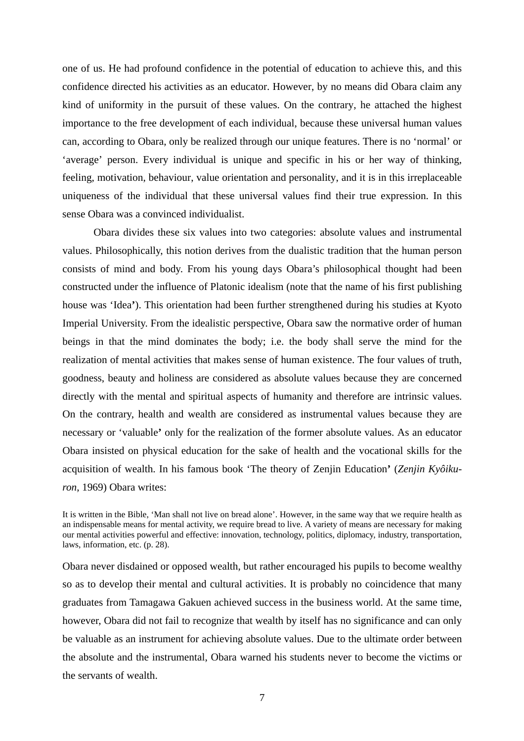one of us. He had profound confidence in the potential of education to achieve this, and this confidence directed his activities as an educator. However, by no means did Obara claim any kind of uniformity in the pursuit of these values. On the contrary, he attached the highest importance to the free development of each individual, because these universal human values can, according to Obara, only be realized through our unique features. There is no 'normal' or 'average' person. Every individual is unique and specific in his or her way of thinking, feeling, motivation, behaviour, value orientation and personality, and it is in this irreplaceable uniqueness of the individual that these universal values find their true expression. In this sense Obara was a convinced individualist.

Obara divides these six values into two categories: absolute values and instrumental values. Philosophically, this notion derives from the dualistic tradition that the human person consists of mind and body. From his young days Obara's philosophical thought had been constructed under the influence of Platonic idealism (note that the name of his first publishing house was 'Idea'). This orientation had been further strengthened during his studies at Kyoto Imperial University. From the idealistic perspective, Obara saw the normative order of human beings in that the mind dominates the body; i.e. the body shall serve the mind for the realization of mental activities that makes sense of human existence. The four values of truth, goodness, beauty and holiness are considered as absolute values because they are concerned directly with the mental and spiritual aspects of humanity and therefore are intrinsic values. On the contrary, health and wealth are considered as instrumental values because they are necessary or 'valuable' only for the realization of the former absolute values. As an educator Obara insisted on physical education for the sake of health and the vocational skills for the acquisition of wealth. In his famous book 'The theory of Zenjin Education' (*Zenjin Kyôiku-ron*, 1969) Obara writes:

> It is written in the Bible, 'Man shall not live on bread alone'. However, in the same way that we require health as an indispensable means for mental activity, we require bread to live. A variety of means are necessary for making our mental activities powerful and effective: innovation, technology, politics, diplomacy, industry, transportation, laws, information, etc. (p. 28).

Obara never disdained or opposed wealth, but rather encouraged his pupils to become wealthy so as to develop their mental and cultural activities. It is probably no coincidence that many graduates from Tamagawa Gakuen achieved success in the business world. At the same time, however, Obara did not fail to recognize that wealth by itself has no significance and can only be valuable as an instrument for achieving absolute values. Due to the ultimate order between the absolute and the instrumental, Obara warned his students never to become the victims or the servants of wealth.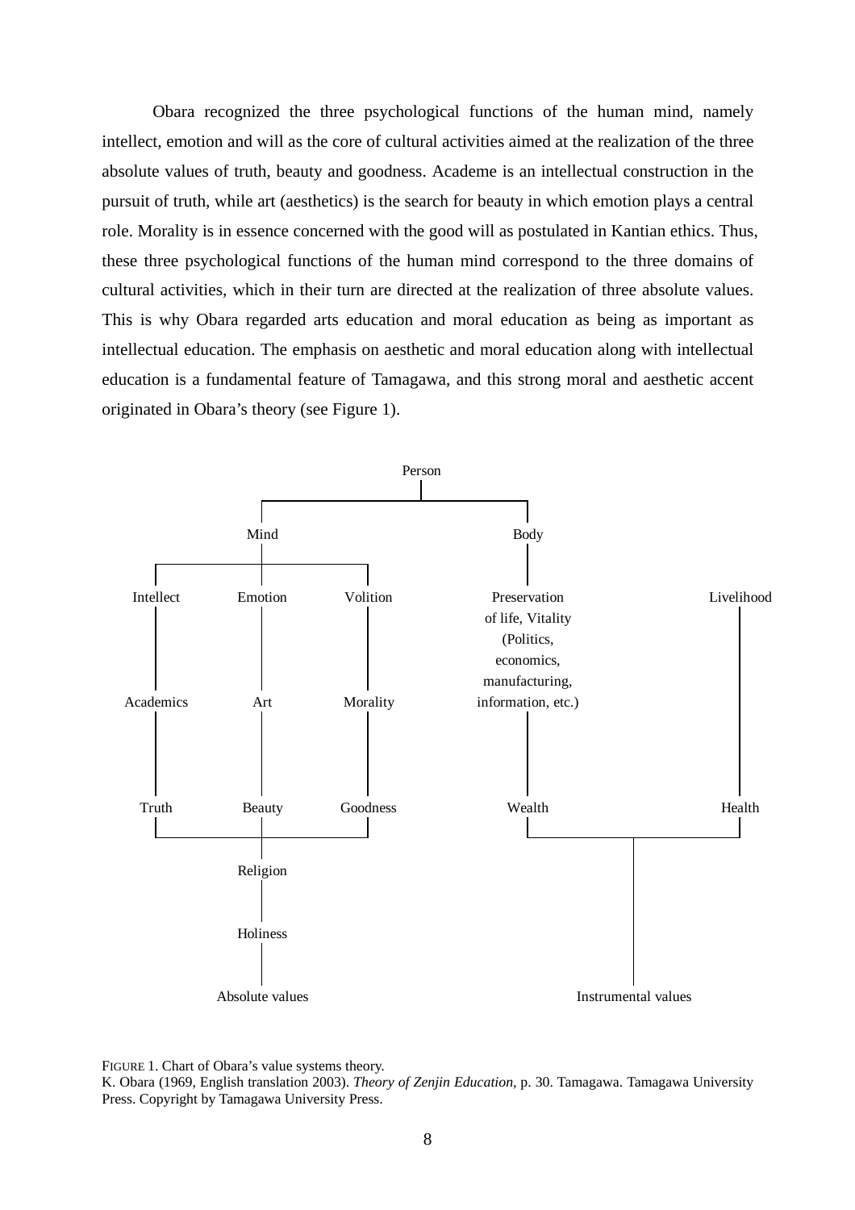Obara recognized the three psychological functions of the human mind, namely intellect, emotion and will as the core of cultural activities aimed at the realization of the three absolute values of truth, beauty and goodness. Academe is an intellectual construction in the pursuit of truth, while art (aesthetics) is the search for beauty in which emotion plays a central role. Morality is in essence concerned with the good will as postulated in Kantian ethics. Thus, these three psychological functions of the human mind correspond to the three domains of cultural activities, which in their turn are directed at the realization of three absolute values. This is why Obara regarded arts education and moral education as being as important as intellectual education. The emphasis on aesthetic and moral education along with intellectual education is a fundamental feature of Tamagawa, and this strong moral and aesthetic accent originated in Obara's theory (see Figure 1).

Person

Mind

Body

Intellect

Emotion

Volition

Preservation of life, Vitality (Politics, economics, manufacturing, information, etc.)

Livelihood

Academics

Art

Morality

Truth

Beauty

Goodness

Wealth

Health

Religion

Holiness

Absolute values

Instrumental values

FIGURE 1. Chart of Obara's value systems theory.
K. Obara (1969, English translation 2003). *Theory of Zenjin Education,* p. 30. Tamagawa. Tamagawa University Press. Copyright by Tamagawa University Press.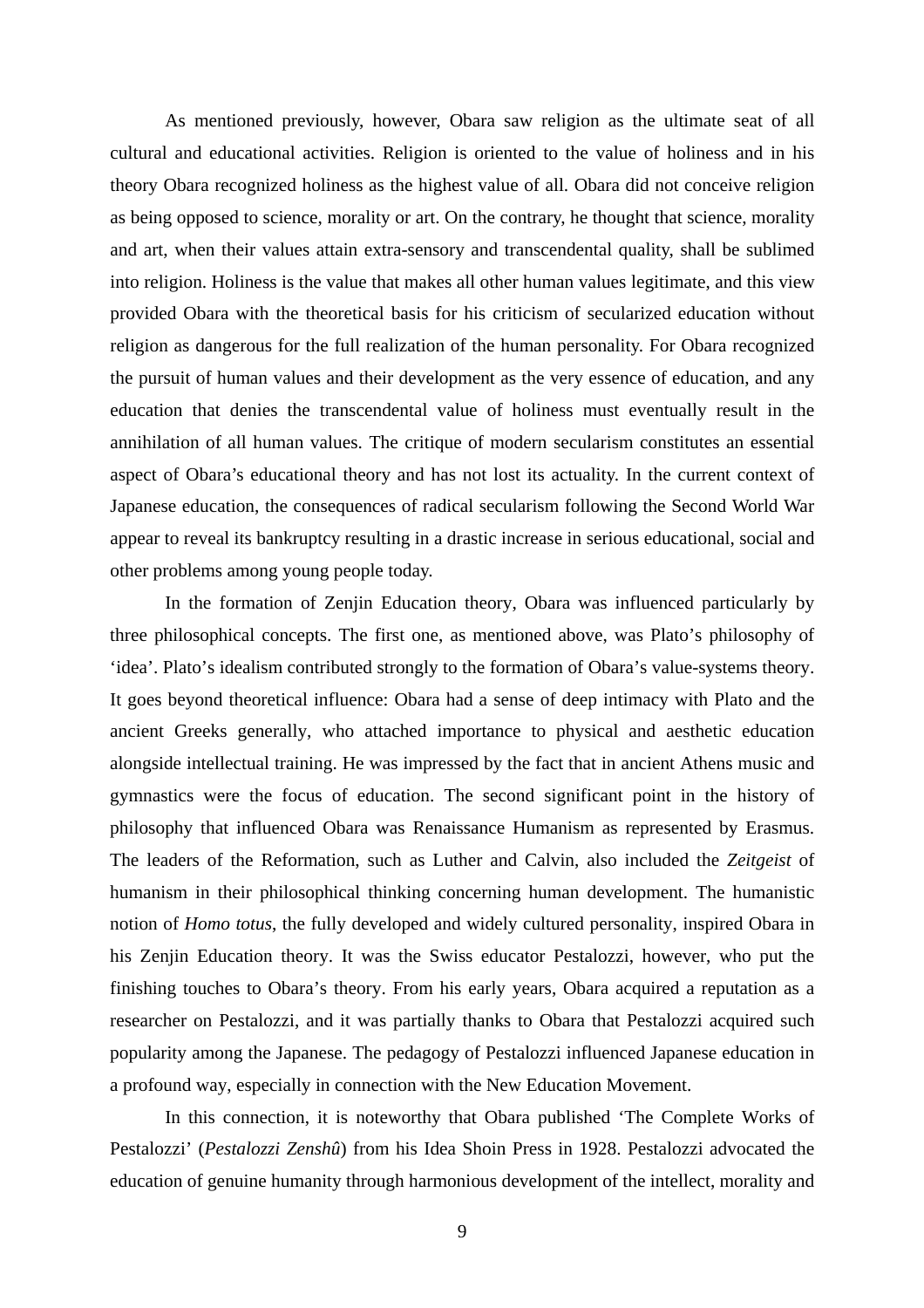As mentioned previously, however, Obara saw religion as the ultimate seat of all cultural and educational activities. Religion is oriented to the value of holiness and in his theory Obara recognized holiness as the highest value of all. Obara did not conceive religion as being opposed to science, morality or art. On the contrary, he thought that science, morality and art, when their values attain extra-sensory and transcendental quality, shall be sublimed into religion. Holiness is the value that makes all other human values legitimate, and this view provided Obara with the theoretical basis for his criticism of secularized education without religion as dangerous for the full realization of the human personality. For Obara recognized the pursuit of human values and their development as the very essence of education, and any education that denies the transcendental value of holiness must eventually result in the annihilation of all human values. The critique of modern secularism constitutes an essential aspect of Obara's educational theory and has not lost its actuality. In the current context of Japanese education, the consequences of radical secularism following the Second World War appear to reveal its bankruptcy resulting in a drastic increase in serious educational, social and other problems among young people today.

In the formation of Zenjin Education theory, Obara was influenced particularly by three philosophical concepts. The first one, as mentioned above, was Plato's philosophy of 'idea'. Plato's idealism contributed strongly to the formation of Obara's value-systems theory. It goes beyond theoretical influence: Obara had a sense of deep intimacy with Plato and the ancient Greeks generally, who attached importance to physical and aesthetic education alongside intellectual training. He was impressed by the fact that in ancient Athens music and gymnastics were the focus of education. The second significant point in the history of philosophy that influenced Obara was Renaissance Humanism as represented by Erasmus. The leaders of the Reformation, such as Luther and Calvin, also included the *Zeitgeist* of humanism in their philosophical thinking concerning human development. The humanistic notion of *Homo totus*, the fully developed and widely cultured personality, inspired Obara in his Zenjin Education theory. It was the Swiss educator Pestalozzi, however, who put the finishing touches to Obara's theory. From his early years, Obara acquired a reputation as a researcher on Pestalozzi, and it was partially thanks to Obara that Pestalozzi acquired such popularity among the Japanese. The pedagogy of Pestalozzi influenced Japanese education in a profound way, especially in connection with the New Education Movement.

In this connection, it is noteworthy that Obara published 'The Complete Works of Pestalozzi' (*Pestalozzi Zenshû*) from his Idea Shoin Press in 1928. Pestalozzi advocated the education of genuine humanity through harmonious development of the intellect, morality and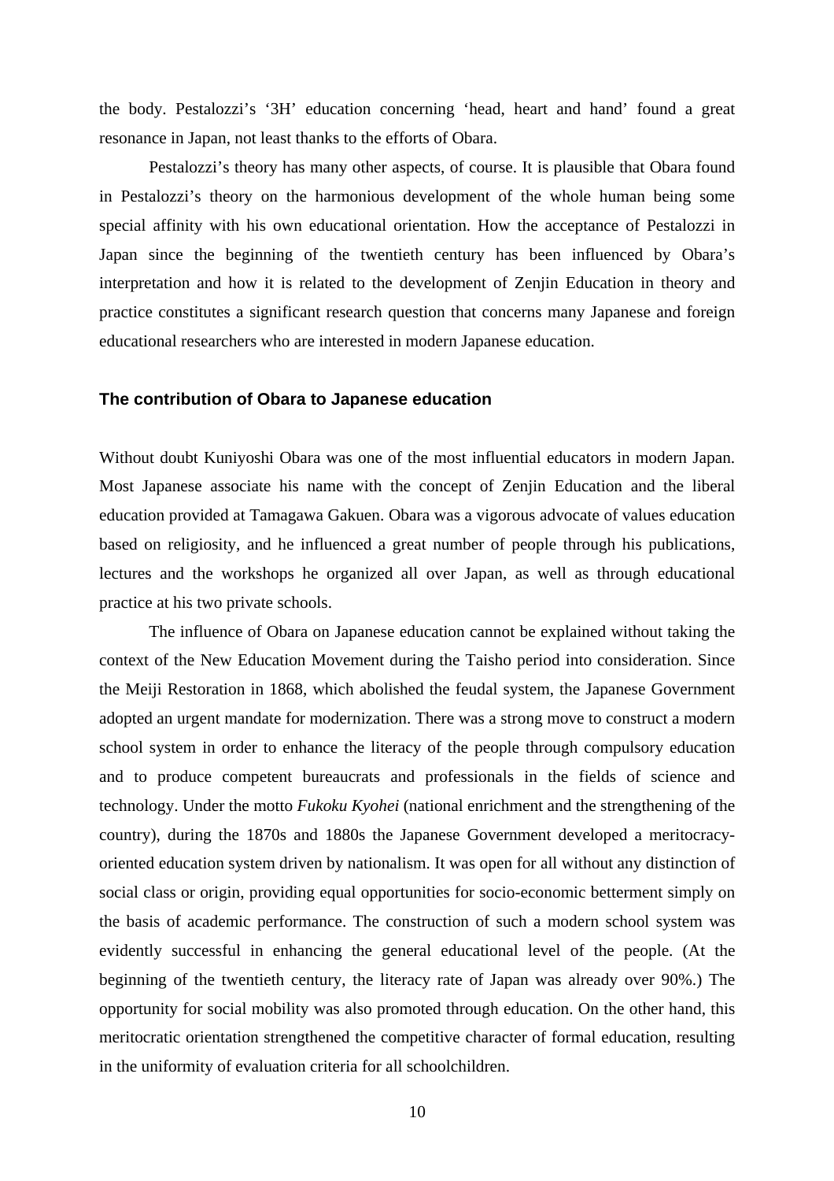the body. Pestalozzi's '3H' education concerning 'head, heart and hand' found a great resonance in Japan, not least thanks to the efforts of Obara.

Pestalozzi's theory has many other aspects, of course. It is plausible that Obara found in Pestalozzi's theory on the harmonious development of the whole human being some special affinity with his own educational orientation. How the acceptance of Pestalozzi in Japan since the beginning of the twentieth century has been influenced by Obara's interpretation and how it is related to the development of Zenjin Education in theory and practice constitutes a significant research question that concerns many Japanese and foreign educational researchers who are interested in modern Japanese education.

## The contribution of Obara to Japanese education

Without doubt Kuniyoshi Obara was one of the most influential educators in modern Japan. Most Japanese associate his name with the concept of Zenjin Education and the liberal education provided at Tamagawa Gakuen. Obara was a vigorous advocate of values education based on religiosity, and he influenced a great number of people through his publications, lectures and the workshops he organized all over Japan, as well as through educational practice at his two private schools.

The influence of Obara on Japanese education cannot be explained without taking the context of the New Education Movement during the Taisho period into consideration. Since the Meiji Restoration in 1868, which abolished the feudal system, the Japanese Government adopted an urgent mandate for modernization. There was a strong move to construct a modern school system in order to enhance the literacy of the people through compulsory education and to produce competent bureaucrats and professionals in the fields of science and technology. Under the motto *Fukoku Kyohei* (national enrichment and the strengthening of the country), during the 1870s and 1880s the Japanese Government developed a meritocracy-oriented education system driven by nationalism. It was open for all without any distinction of social class or origin, providing equal opportunities for socio-economic betterment simply on the basis of academic performance. The construction of such a modern school system was evidently successful in enhancing the general educational level of the people. (At the beginning of the twentieth century, the literacy rate of Japan was already over 90%.) The opportunity for social mobility was also promoted through education. On the other hand, this meritocratic orientation strengthened the competitive character of formal education, resulting in the uniformity of evaluation criteria for all schoolchildren.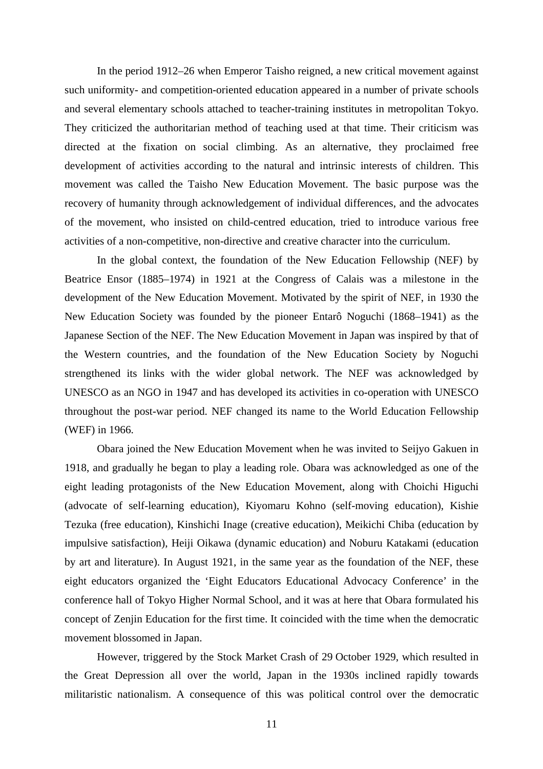In the period 1912–26 when Emperor Taisho reigned, a new critical movement against such uniformity- and competition-oriented education appeared in a number of private schools and several elementary schools attached to teacher-training institutes in metropolitan Tokyo. They criticized the authoritarian method of teaching used at that time. Their criticism was directed at the fixation on social climbing. As an alternative, they proclaimed free development of activities according to the natural and intrinsic interests of children. This movement was called the Taisho New Education Movement. The basic purpose was the recovery of humanity through acknowledgement of individual differences, and the advocates of the movement, who insisted on child-centred education, tried to introduce various free activities of a non-competitive, non-directive and creative character into the curriculum.

In the global context, the foundation of the New Education Fellowship (NEF) by Beatrice Ensor (1885–1974) in 1921 at the Congress of Calais was a milestone in the development of the New Education Movement. Motivated by the spirit of NEF, in 1930 the New Education Society was founded by the pioneer Entarô Noguchi (1868–1941) as the Japanese Section of the NEF. The New Education Movement in Japan was inspired by that of the Western countries, and the foundation of the New Education Society by Noguchi strengthened its links with the wider global network. The NEF was acknowledged by UNESCO as an NGO in 1947 and has developed its activities in co-operation with UNESCO throughout the post-war period. NEF changed its name to the World Education Fellowship (WEF) in 1966.

Obara joined the New Education Movement when he was invited to Seijyo Gakuen in 1918, and gradually he began to play a leading role. Obara was acknowledged as one of the eight leading protagonists of the New Education Movement, along with Choichi Higuchi (advocate of self-learning education), Kiyomaru Kohno (self-moving education), Kishie Tezuka (free education), Kinshichi Inage (creative education), Meikichi Chiba (education by impulsive satisfaction), Heiji Oikawa (dynamic education) and Noburu Katakami (education by art and literature). In August 1921, in the same year as the foundation of the NEF, these eight educators organized the ‘Eight Educators Educational Advocacy Conference’ in the conference hall of Tokyo Higher Normal School, and it was at here that Obara formulated his concept of Zenjin Education for the first time. It coincided with the time when the democratic movement blossomed in Japan.

However, triggered by the Stock Market Crash of 29 October 1929, which resulted in the Great Depression all over the world, Japan in the 1930s inclined rapidly towards militaristic nationalism. A consequence of this was political control over the democratic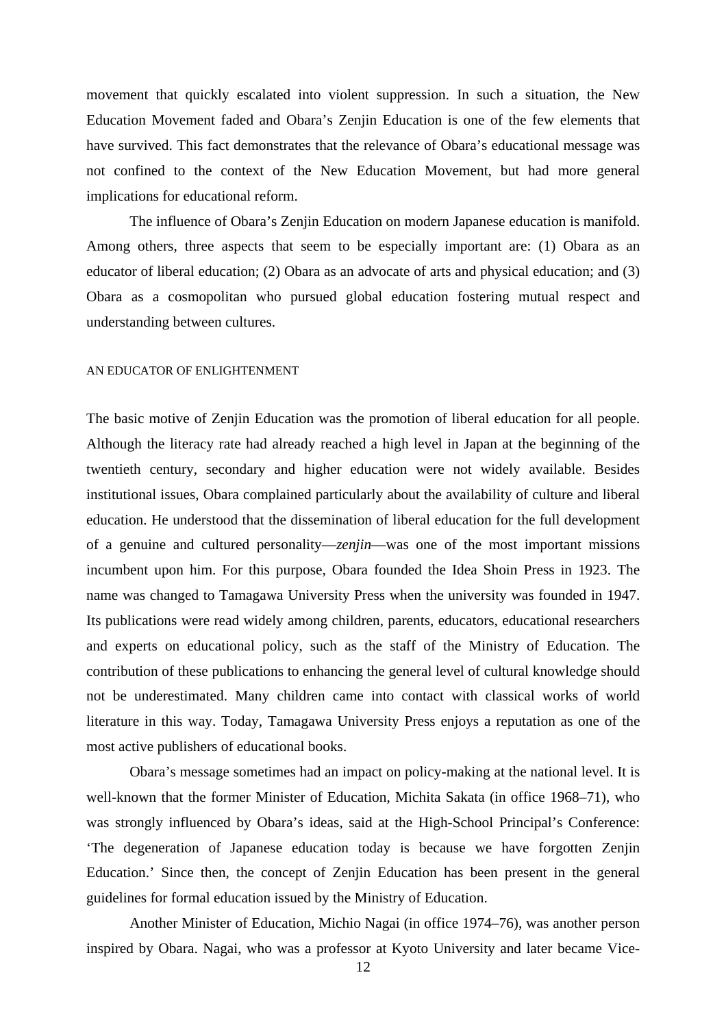movement that quickly escalated into violent suppression. In such a situation, the New Education Movement faded and Obara's Zenjin Education is one of the few elements that have survived. This fact demonstrates that the relevance of Obara's educational message was not confined to the context of the New Education Movement, but had more general implications for educational reform.

The influence of Obara's Zenjin Education on modern Japanese education is manifold. Among others, three aspects that seem to be especially important are: (1) Obara as an educator of liberal education; (2) Obara as an advocate of arts and physical education; and (3) Obara as a cosmopolitan who pursued global education fostering mutual respect and understanding between cultures.

## AN EDUCATOR OF ENLIGHTENMENT

The basic motive of Zenjin Education was the promotion of liberal education for all people. Although the literacy rate had already reached a high level in Japan at the beginning of the twentieth century, secondary and higher education were not widely available. Besides institutional issues, Obara complained particularly about the availability of culture and liberal education. He understood that the dissemination of liberal education for the full development of a genuine and cultured personality—*zenjin*—was one of the most important missions incumbent upon him. For this purpose, Obara founded the Idea Shoin Press in 1923. The name was changed to Tamagawa University Press when the university was founded in 1947. Its publications were read widely among children, parents, educators, educational researchers and experts on educational policy, such as the staff of the Ministry of Education. The contribution of these publications to enhancing the general level of cultural knowledge should not be underestimated. Many children came into contact with classical works of world literature in this way. Today, Tamagawa University Press enjoys a reputation as one of the most active publishers of educational books.

Obara's message sometimes had an impact on policy-making at the national level. It is well-known that the former Minister of Education, Michita Sakata (in office 1968–71), who was strongly influenced by Obara's ideas, said at the High-School Principal's Conference: 'The degeneration of Japanese education today is because we have forgotten Zenjin Education.' Since then, the concept of Zenjin Education has been present in the general guidelines for formal education issued by the Ministry of Education.

Another Minister of Education, Michio Nagai (in office 1974–76), was another person inspired by Obara. Nagai, who was a professor at Kyoto University and later became Vice-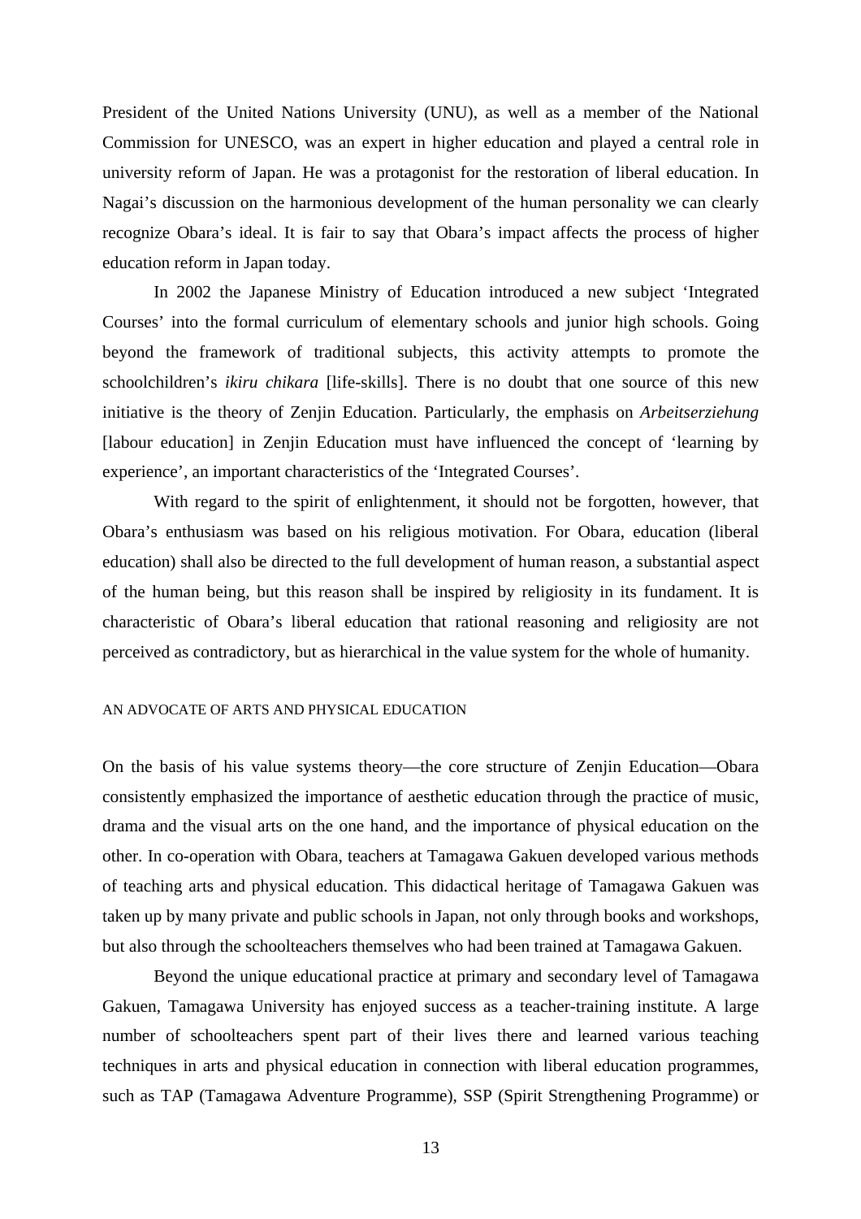President of the United Nations University (UNU), as well as a member of the National Commission for UNESCO, was an expert in higher education and played a central role in university reform of Japan. He was a protagonist for the restoration of liberal education. In Nagai's discussion on the harmonious development of the human personality we can clearly recognize Obara's ideal. It is fair to say that Obara's impact affects the process of higher education reform in Japan today.

In 2002 the Japanese Ministry of Education introduced a new subject 'Integrated Courses' into the formal curriculum of elementary schools and junior high schools. Going beyond the framework of traditional subjects, this activity attempts to promote the schoolchildren's *ikiru chikara* [life-skills]. There is no doubt that one source of this new initiative is the theory of Zenjin Education. Particularly, the emphasis on *Arbeitserziehung* [labour education] in Zenjin Education must have influenced the concept of 'learning by experience', an important characteristics of the 'Integrated Courses'.

With regard to the spirit of enlightenment, it should not be forgotten, however, that Obara's enthusiasm was based on his religious motivation. For Obara, education (liberal education) shall also be directed to the full development of human reason, a substantial aspect of the human being, but this reason shall be inspired by religiosity in its fundament. It is characteristic of Obara's liberal education that rational reasoning and religiosity are not perceived as contradictory, but as hierarchical in the value system for the whole of humanity.

## AN ADVOCATE OF ARTS AND PHYSICAL EDUCATION

On the basis of his value systems theory—the core structure of Zenjin Education—Obara consistently emphasized the importance of aesthetic education through the practice of music, drama and the visual arts on the one hand, and the importance of physical education on the other. In co-operation with Obara, teachers at Tamagawa Gakuen developed various methods of teaching arts and physical education. This didactical heritage of Tamagawa Gakuen was taken up by many private and public schools in Japan, not only through books and workshops, but also through the schoolteachers themselves who had been trained at Tamagawa Gakuen.

Beyond the unique educational practice at primary and secondary level of Tamagawa Gakuen, Tamagawa University has enjoyed success as a teacher-training institute. A large number of schoolteachers spent part of their lives there and learned various teaching techniques in arts and physical education in connection with liberal education programmes, such as TAP (Tamagawa Adventure Programme), SSP (Spirit Strengthening Programme) or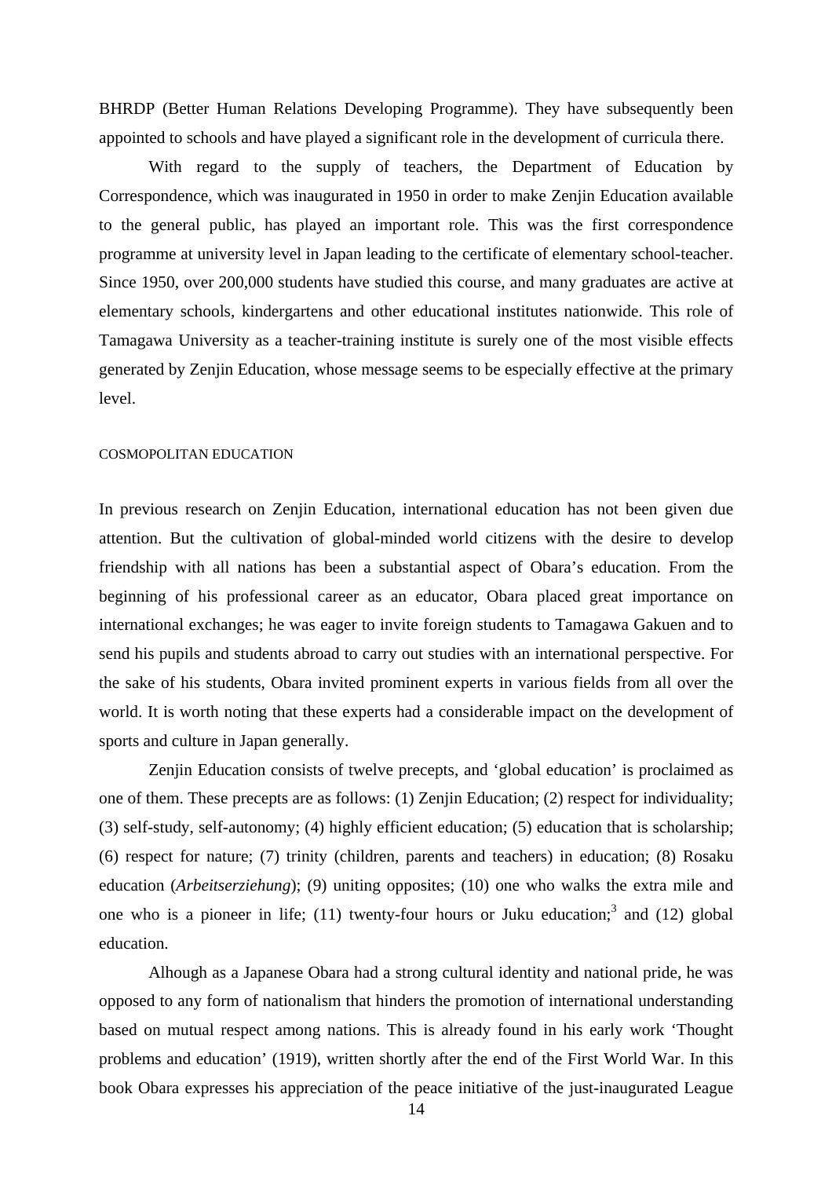BHRDP (Better Human Relations Developing Programme). They have subsequently been appointed to schools and have played a significant role in the development of curricula there.

With regard to the supply of teachers, the Department of Education by Correspondence, which was inaugurated in 1950 in order to make Zenjin Education available to the general public, has played an important role. This was the first correspondence programme at university level in Japan leading to the certificate of elementary school-teacher. Since 1950, over 200,000 students have studied this course, and many graduates are active at elementary schools, kindergartens and other educational institutes nationwide. This role of Tamagawa University as a teacher-training institute is surely one of the most visible effects generated by Zenjin Education, whose message seems to be especially effective at the primary level.

## COSMOPOLITAN EDUCATION

In previous research on Zenjin Education, international education has not been given due attention. But the cultivation of global-minded world citizens with the desire to develop friendship with all nations has been a substantial aspect of Obara's education. From the beginning of his professional career as an educator, Obara placed great importance on international exchanges; he was eager to invite foreign students to Tamagawa Gakuen and to send his pupils and students abroad to carry out studies with an international perspective. For the sake of his students, Obara invited prominent experts in various fields from all over the world. It is worth noting that these experts had a considerable impact on the development of sports and culture in Japan generally.

Zenjin Education consists of twelve precepts, and 'global education' is proclaimed as one of them. These precepts are as follows: (1) Zenjin Education; (2) respect for individuality; (3) self-study, self-autonomy; (4) highly efficient education; (5) education that is scholarship; (6) respect for nature; (7) trinity (children, parents and teachers) in education; (8) Rosaku education (*Arbeitserziehung*); (9) uniting opposites; (10) one who walks the extra mile and one who is a pioneer in life; (11) twenty-four hours or Juku education;[3] and (12) global education.

Alhough as a Japanese Obara had a strong cultural identity and national pride, he was opposed to any form of nationalism that hinders the promotion of international understanding based on mutual respect among nations. This is already found in his early work 'Thought problems and education' (1919), written shortly after the end of the First World War. In this book Obara expresses his appreciation of the peace initiative of the just-inaugurated League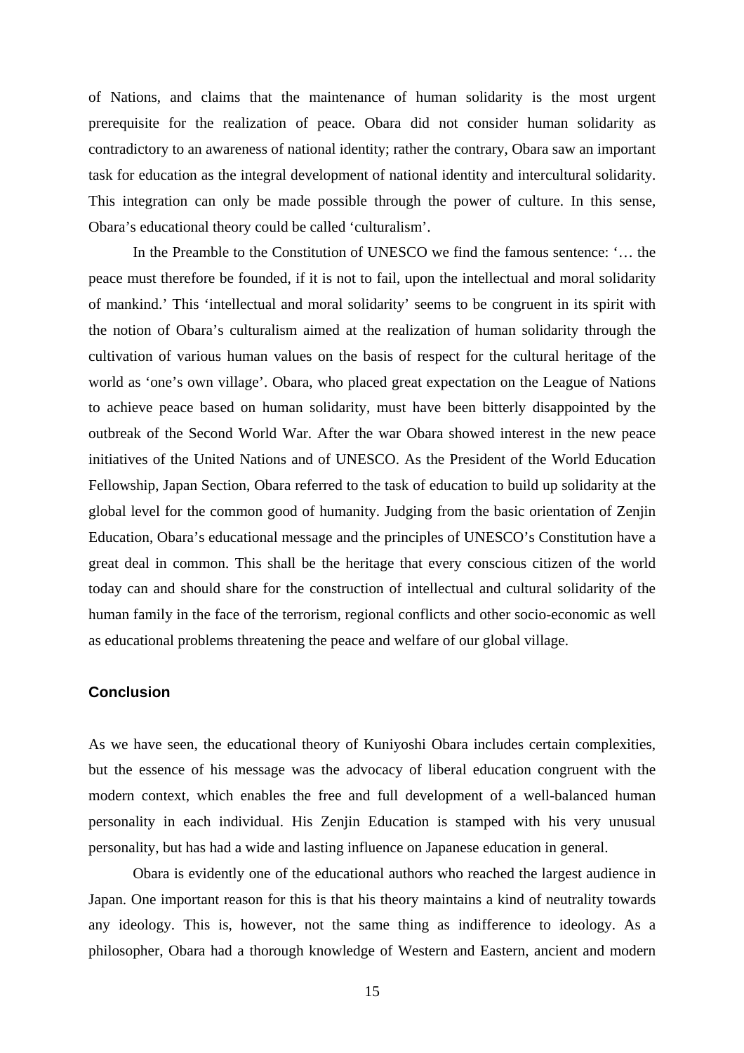of Nations, and claims that the maintenance of human solidarity is the most urgent prerequisite for the realization of peace. Obara did not consider human solidarity as contradictory to an awareness of national identity; rather the contrary, Obara saw an important task for education as the integral development of national identity and intercultural solidarity. This integration can only be made possible through the power of culture. In this sense, Obara's educational theory could be called 'culturalism'.

In the Preamble to the Constitution of UNESCO we find the famous sentence: '… the peace must therefore be founded, if it is not to fail, upon the intellectual and moral solidarity of mankind.' This 'intellectual and moral solidarity' seems to be congruent in its spirit with the notion of Obara's culturalism aimed at the realization of human solidarity through the cultivation of various human values on the basis of respect for the cultural heritage of the world as 'one's own village'. Obara, who placed great expectation on the League of Nations to achieve peace based on human solidarity, must have been bitterly disappointed by the outbreak of the Second World War. After the war Obara showed interest in the new peace initiatives of the United Nations and of UNESCO. As the President of the World Education Fellowship, Japan Section, Obara referred to the task of education to build up solidarity at the global level for the common good of humanity. Judging from the basic orientation of Zenjin Education, Obara's educational message and the principles of UNESCO's Constitution have a great deal in common. This shall be the heritage that every conscious citizen of the world today can and should share for the construction of intellectual and cultural solidarity of the human family in the face of the terrorism, regional conflicts and other socio-economic as well as educational problems threatening the peace and welfare of our global village.

## Conclusion

As we have seen, the educational theory of Kuniyoshi Obara includes certain complexities, but the essence of his message was the advocacy of liberal education congruent with the modern context, which enables the free and full development of a well-balanced human personality in each individual. His Zenjin Education is stamped with his very unusual personality, but has had a wide and lasting influence on Japanese education in general.

Obara is evidently one of the educational authors who reached the largest audience in Japan. One important reason for this is that his theory maintains a kind of neutrality towards any ideology. This is, however, not the same thing as indifference to ideology. As a philosopher, Obara had a thorough knowledge of Western and Eastern, ancient and modern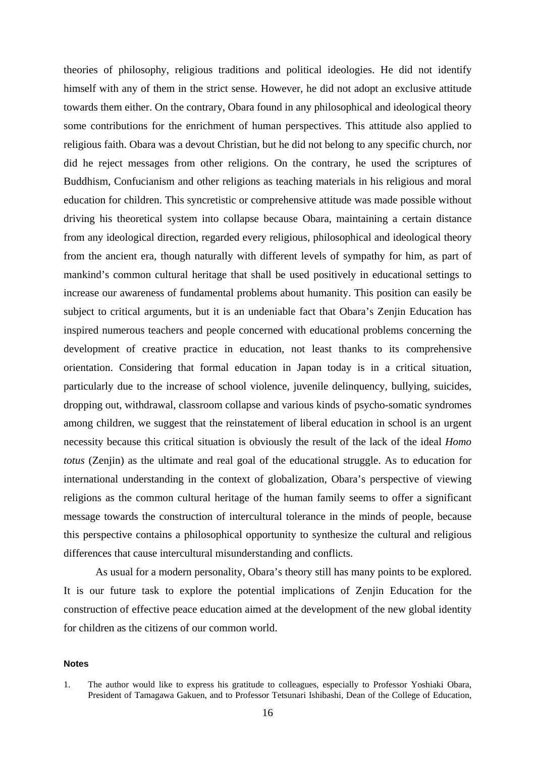theories of philosophy, religious traditions and political ideologies. He did not identify himself with any of them in the strict sense. However, he did not adopt an exclusive attitude towards them either. On the contrary, Obara found in any philosophical and ideological theory some contributions for the enrichment of human perspectives. This attitude also applied to religious faith. Obara was a devout Christian, but he did not belong to any specific church, nor did he reject messages from other religions. On the contrary, he used the scriptures of Buddhism, Confucianism and other religions as teaching materials in his religious and moral education for children. This syncretistic or comprehensive attitude was made possible without driving his theoretical system into collapse because Obara, maintaining a certain distance from any ideological direction, regarded every religious, philosophical and ideological theory from the ancient era, though naturally with different levels of sympathy for him, as part of mankind's common cultural heritage that shall be used positively in educational settings to increase our awareness of fundamental problems about humanity. This position can easily be subject to critical arguments, but it is an undeniable fact that Obara's Zenjin Education has inspired numerous teachers and people concerned with educational problems concerning the development of creative practice in education, not least thanks to its comprehensive orientation. Considering that formal education in Japan today is in a critical situation, particularly due to the increase of school violence, juvenile delinquency, bullying, suicides, dropping out, withdrawal, classroom collapse and various kinds of psycho-somatic syndromes among children, we suggest that the reinstatement of liberal education in school is an urgent necessity because this critical situation is obviously the result of the lack of the ideal *Homo totus* (Zenjin) as the ultimate and real goal of the educational struggle. As to education for international understanding in the context of globalization, Obara's perspective of viewing religions as the common cultural heritage of the human family seems to offer a significant message towards the construction of intercultural tolerance in the minds of people, because this perspective contains a philosophical opportunity to synthesize the cultural and religious differences that cause intercultural misunderstanding and conflicts.

As usual for a modern personality, Obara's theory still has many points to be explored. It is our future task to explore the potential implications of Zenjin Education for the construction of effective peace education aimed at the development of the new global identity for children as the citizens of our common world.

#### Notes

1. The author would like to express his gratitude to colleagues, especially to Professor Yoshiaki Obara, President of Tamagawa Gakuen, and to Professor Tetsunari Ishibashi, Dean of the College of Education,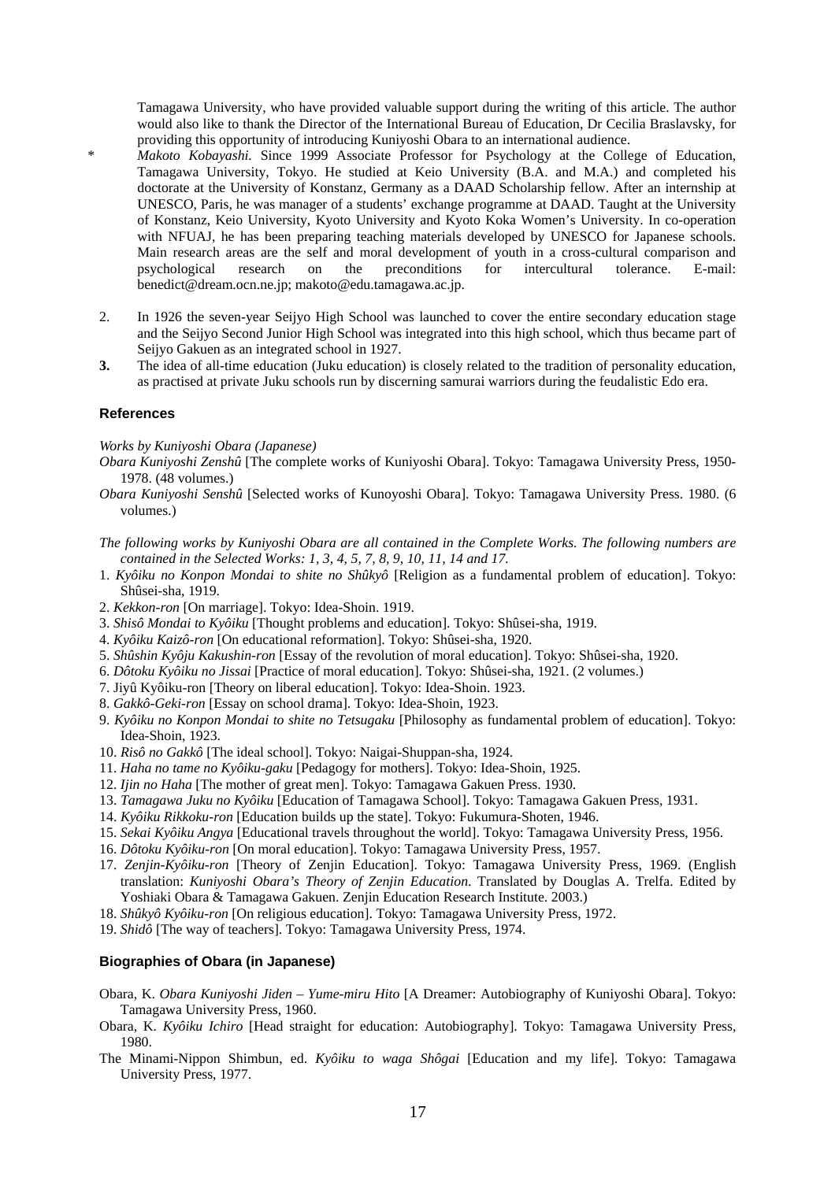Tamagawa University, who have provided valuable support during the writing of this article. The author would also like to thank the Director of the International Bureau of Education, Dr Cecilia Braslavsky, for providing this opportunity of introducing Kuniyoshi Obara to an international audience.

\* *Makoto Kobayashi.* Since 1999 Associate Professor for Psychology at the College of Education, Tamagawa University, Tokyo. He studied at Keio University (B.A. and M.A.) and completed his doctorate at the University of Konstanz, Germany as a DAAD Scholarship fellow. After an internship at UNESCO, Paris, he was manager of a students' exchange programme at DAAD. Taught at the University of Konstanz, Keio University, Kyoto University and Kyoto Koka Women's University. In co-operation with NFUAJ, he has been preparing teaching materials developed by UNESCO for Japanese schools. Main research areas are the self and moral development of youth in a cross-cultural comparison and psychological research on the preconditions for intercultural tolerance. E-mail: benedict@dream.ocn.ne.jp; makoto@edu.tamagawa.ac.jp.

2. In 1926 the seven-year Seijyo High School was launched to cover the entire secondary education stage and the Seijyo Second Junior High School was integrated into this high school, which thus became part of Seijyo Gakuen as an integrated school in 1927.
3. The idea of all-time education (Juku education) is closely related to the tradition of personality education, as practised at private Juku schools run by discerning samurai warriors during the feudalistic Edo era.

## References

*Works by Kuniyoshi Obara (Japanese)*

*Obara Kuniyoshi Zenshû* [The complete works of Kuniyoshi Obara]. Tokyo: Tamagawa University Press, 1950-1978. (48 volumes.)

*Obara Kuniyoshi Senshû* [Selected works of Kunoyoshi Obara]. Tokyo: Tamagawa University Press. 1980. (6 volumes.)

*The following works by Kuniyoshi Obara are all contained in the Complete Works. The following numbers are contained in the Selected Works: 1, 3, 4, 5, 7, 8, 9, 10, 11, 14 and 17.*

1. *Kyôiku no Konpon Mondai to shite no Shûkyô* [Religion as a fundamental problem of education]. Tokyo: Shûsei-sha, 1919.
2. *Kekkon-ron* [On marriage]. Tokyo: Idea-Shoin. 1919.
3. *Shisô Mondai to Kyôiku* [Thought problems and education]. Tokyo: Shûsei-sha, 1919.
4. *Kyôiku Kaizô-ron* [On educational reformation]. Tokyo: Shûsei-sha, 1920.
5. *Shûshin Kyôju Kakushin-ron* [Essay of the revolution of moral education]. Tokyo: Shûsei-sha, 1920.
6. *Dôtoku Kyôiku no Jissai* [Practice of moral education]. Tokyo: Shûsei-sha, 1921. (2 volumes.)
7. Jiyû Kyôiku-ron [Theory on liberal education]. Tokyo: Idea-Shoin. 1923.
8. *Gakkô-Geki-ron* [Essay on school drama]. Tokyo: Idea-Shoin, 1923.
9. *Kyôiku no Konpon Mondai to shite no Tetsugaku* [Philosophy as fundamental problem of education]. Tokyo: Idea-Shoin, 1923.
10. *Risô no Gakkô* [The ideal school]. Tokyo: Naigai-Shuppan-sha, 1924.
11. *Haha no tame no Kyôiku-gaku* [Pedagogy for mothers]. Tokyo: Idea-Shoin, 1925.
12. *Ijin no Haha* [The mother of great men]. Tokyo: Tamagawa Gakuen Press. 1930.
13. *Tamagawa Juku no Kyôiku* [Education of Tamagawa School]. Tokyo: Tamagawa Gakuen Press, 1931.
14. *Kyôiku Rikkoku-ron* [Education builds up the state]. Tokyo: Fukumura-Shoten, 1946.
15. *Sekai Kyôiku Angya* [Educational travels throughout the world]. Tokyo: Tamagawa University Press, 1956.
16. *Dôtoku Kyôiku-ron* [On moral education]. Tokyo: Tamagawa University Press, 1957.
17. *Zenjin-Kyôiku-ron* [Theory of Zenjin Education]. Tokyo: Tamagawa University Press, 1969. (English translation: *Kuniyoshi Obara's Theory of Zenjin Education*. Translated by Douglas A. Trelfa. Edited by Yoshiaki Obara & Tamagawa Gakuen. Zenjin Education Research Institute. 2003.)
18. *Shûkyô Kyôiku-ron* [On religious education]. Tokyo: Tamagawa University Press, 1972.
19. *Shidô* [The way of teachers]. Tokyo: Tamagawa University Press, 1974.

### Biographies of Obara (in Japanese)

Obara, K. *Obara Kuniyoshi Jiden – Yume-miru Hito* [A Dreamer: Autobiography of Kuniyoshi Obara]. Tokyo: Tamagawa University Press, 1960.

Obara, K. *Kyôiku Ichiro* [Head straight for education: Autobiography]. Tokyo: Tamagawa University Press, 1980.

The Minami-Nippon Shimbun, ed. *Kyôiku to waga Shôgai* [Education and my life]. Tokyo: Tamagawa University Press, 1977.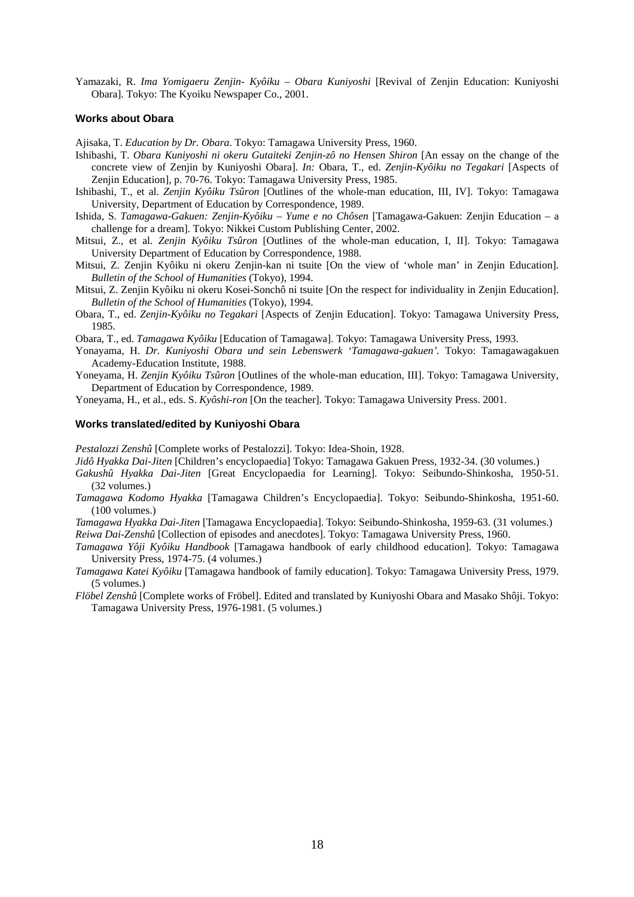Yamazaki, R. *Ima Yomigaeru Zenjin- Kyôiku – Obara Kuniyoshi* [Revival of Zenjin Education: Kuniyoshi Obara]. Tokyo: The Kyoiku Newspaper Co., 2001.

### Works about Obara

Ajisaka, T. *Education by Dr. Obara*. Tokyo: Tamagawa University Press, 1960.

Ishibashi, T. *Obara Kuniyoshi ni okeru Gutaiteki Zenjin-zô no Hensen Shiron* [An essay on the change of the concrete view of Zenjin by Kuniyoshi Obara]. *In:* Obara, T., ed. *Zenjin-Kyôiku no Tegakari* [Aspects of Zenjin Education], p. 70-76. Tokyo: Tamagawa University Press, 1985.

Ishibashi, T., et al. *Zenjin Kyôiku Tsûron* [Outlines of the whole-man education, III, IV]. Tokyo: Tamagawa University, Department of Education by Correspondence, 1989.

Ishida, S. *Tamagawa-Gakuen: Zenjin-Kyôiku – Yume e no Chôsen* [Tamagawa-Gakuen: Zenjin Education – a challenge for a dream]. Tokyo: Nikkei Custom Publishing Center, 2002.

Mitsui, Z., et al. *Zenjin Kyôiku Tsûron* [Outlines of the whole-man education, I, II]. Tokyo: Tamagawa University Department of Education by Correspondence, 1988.

Mitsui, Z. Zenjin Kyôiku ni okeru Zenjin-kan ni tsuite [On the view of 'whole man' in Zenjin Education]. *Bulletin of the School of Humanities* (Tokyo), 1994.

Mitsui, Z. Zenjin Kyôiku ni okeru Kosei-Sonchô ni tsuite [On the respect for individuality in Zenjin Education]. *Bulletin of the School of Humanities* (Tokyo), 1994.

Obara, T., ed. *Zenjin-Kyôiku no Tegakari* [Aspects of Zenjin Education]. Tokyo: Tamagawa University Press, 1985.

Obara, T., ed. *Tamagawa Kyôiku* [Education of Tamagawa]. Tokyo: Tamagawa University Press, 1993.

Yonayama, H. *Dr. Kuniyoshi Obara und sein Lebenswerk 'Tamagawa-gakuen'*. Tokyo: Tamagawagakuen Academy-Education Institute, 1988.

Yoneyama, H. *Zenjin Kyôiku Tsûron* [Outlines of the whole-man education, III]. Tokyo: Tamagawa University, Department of Education by Correspondence, 1989.

Yoneyama, H., et al., eds. S. *Kyôshi-ron* [On the teacher]. Tokyo: Tamagawa University Press. 2001.

### Works translated/edited by Kuniyoshi Obara

*Pestalozzi Zenshû* [Complete works of Pestalozzi]. Tokyo: Idea-Shoin, 1928.

*Jidô Hyakka Dai-Jiten* [Children's encyclopaedia] Tokyo: Tamagawa Gakuen Press, 1932-34. (30 volumes.)

*Gakushû Hyakka Dai-Jiten* [Great Encyclopaedia for Learning]. Tokyo: Seibundo-Shinkosha, 1950-51. (32 volumes.)

*Tamagawa Kodomo Hyakka* [Tamagawa Children's Encyclopaedia]. Tokyo: Seibundo-Shinkosha, 1951-60. (100 volumes.)

*Tamagawa Hyakka Dai-Jiten* [Tamagawa Encyclopaedia]. Tokyo: Seibundo-Shinkosha, 1959-63. (31 volumes.)

*Reiwa Dai-Zenshû* [Collection of episodes and anecdotes]. Tokyo: Tamagawa University Press, 1960.

*Tamagawa Yôji Kyôiku Handbook* [Tamagawa handbook of early childhood education]. Tokyo: Tamagawa University Press, 1974-75. (4 volumes.)

*Tamagawa Katei Kyôiku* [Tamagawa handbook of family education]. Tokyo: Tamagawa University Press, 1979. (5 volumes.)

*Flöbel Zenshû* [Complete works of Fröbel]. Edited and translated by Kuniyoshi Obara and Masako Shôji. Tokyo: Tamagawa University Press, 1976-1981. (5 volumes.)